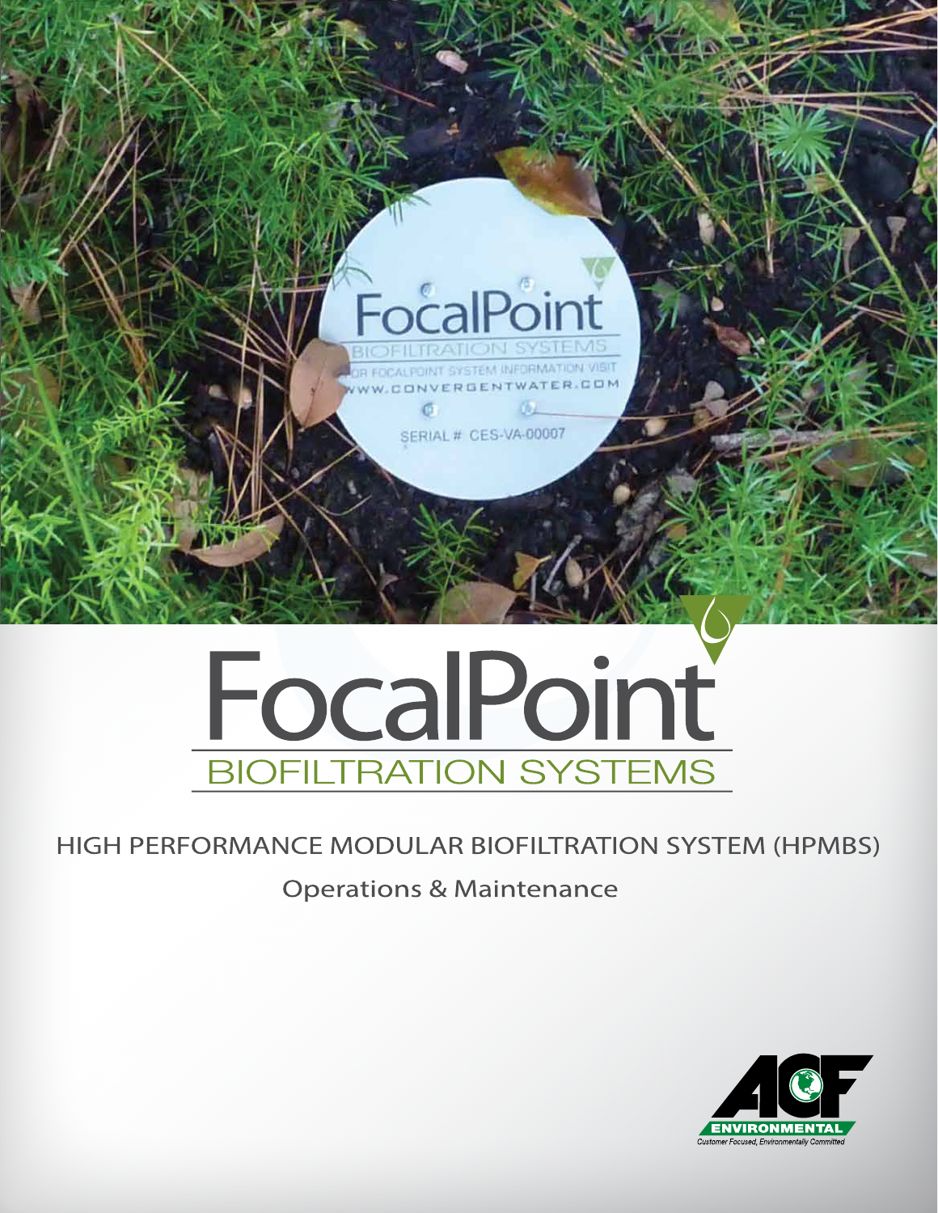# FocalPoint

## BIOFILTRATION SYSTEMS

HIGH PERFORMANCE MODULAR BIOFILTRATION SYSTEM (HPMBS)

Operations & Maintenance

ACF ENVIRONMENTAL

*Customer Focused, Environmentally Committed*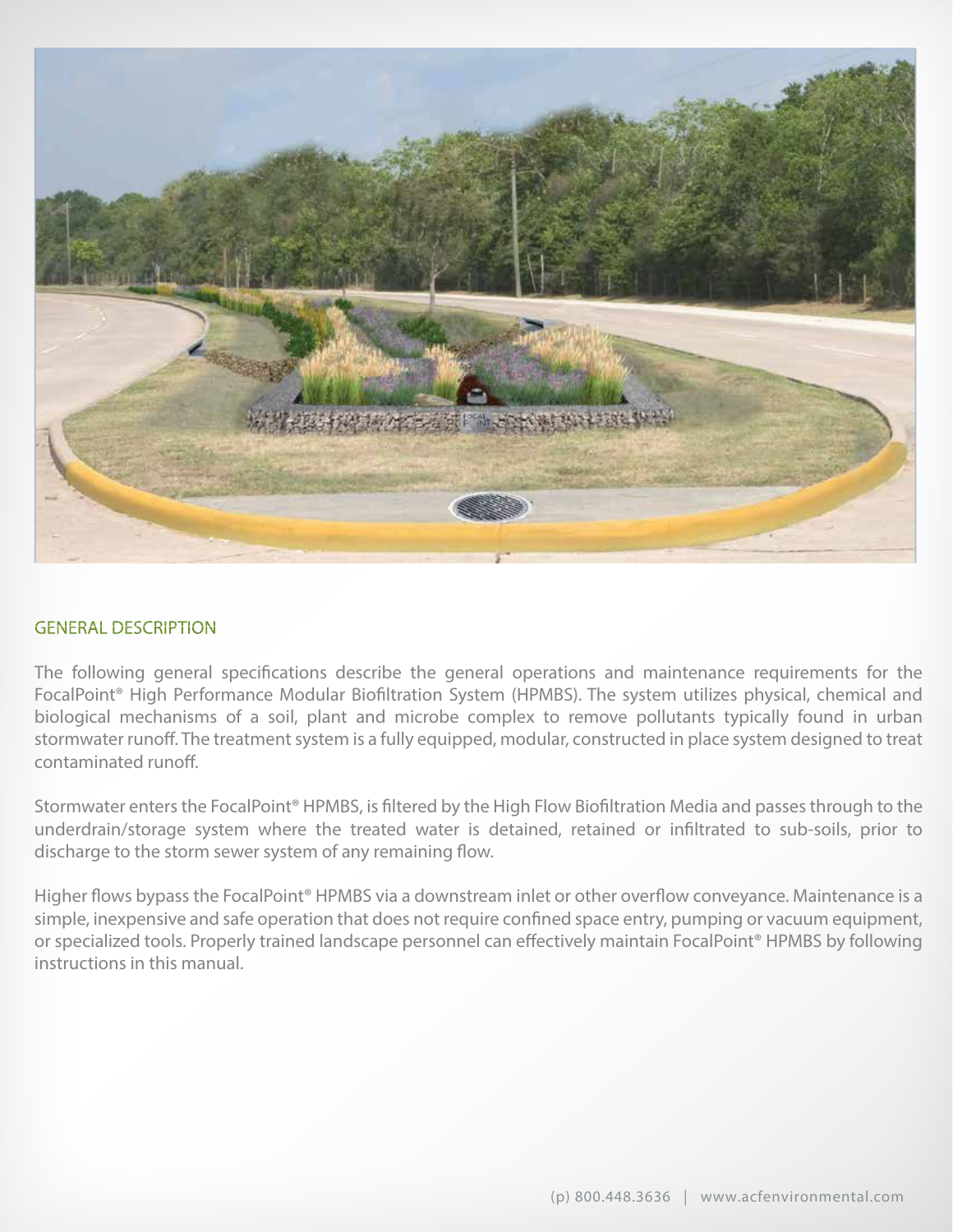## GENERAL DESCRIPTION

The following general specifications describe the general operations and maintenance requirements for the FocalPoint® High Performance Modular Biofiltration System (HPMBS). The system utilizes physical, chemical and biological mechanisms of a soil, plant and microbe complex to remove pollutants typically found in urban stormwater runoff. The treatment system is a fully equipped, modular, constructed in place system designed to treat contaminated runoff.

Stormwater enters the FocalPoint® HPMBS, is filtered by the High Flow Biofiltration Media and passes through to the underdrain/storage system where the treated water is detained, retained or infiltrated to sub-soils, prior to discharge to the storm sewer system of any remaining flow.

Higher flows bypass the FocalPoint® HPMBS via a downstream inlet or other overflow conveyance. Maintenance is a simple, inexpensive and safe operation that does not require confined space entry, pumping or vacuum equipment, or specialized tools. Properly trained landscape personnel can effectively maintain FocalPoint® HPMBS by following instructions in this manual.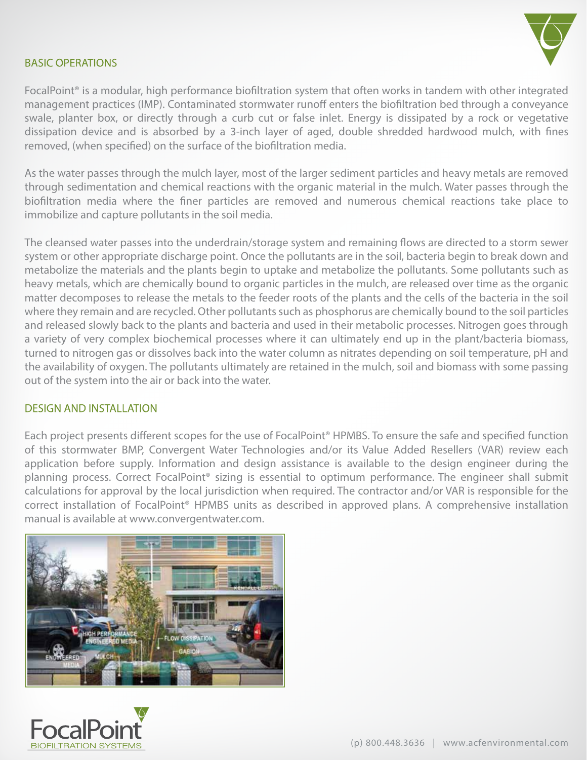## BASIC OPERATIONS

FocalPoint® is a modular, high performance biofiltration system that often works in tandem with other integrated management practices (IMP). Contaminated stormwater runoff enters the biofiltration bed through a conveyance swale, planter box, or directly through a curb cut or false inlet. Energy is dissipated by a rock or vegetative dissipation device and is absorbed by a 3-inch layer of aged, double shredded hardwood mulch, with fines removed, (when specified) on the surface of the biofiltration media.

As the water passes through the mulch layer, most of the larger sediment particles and heavy metals are removed through sedimentation and chemical reactions with the organic material in the mulch. Water passes through the biofiltration media where the finer particles are removed and numerous chemical reactions take place to immobilize and capture pollutants in the soil media.

The cleansed water passes into the underdrain/storage system and remaining flows are directed to a storm sewer system or other appropriate discharge point. Once the pollutants are in the soil, bacteria begin to break down and metabolize the materials and the plants begin to uptake and metabolize the pollutants. Some pollutants such as heavy metals, which are chemically bound to organic particles in the mulch, are released over time as the organic matter decomposes to release the metals to the feeder roots of the plants and the cells of the bacteria in the soil where they remain and are recycled. Other pollutants such as phosphorus are chemically bound to the soil particles and released slowly back to the plants and bacteria and used in their metabolic processes. Nitrogen goes through a variety of very complex biochemical processes where it can ultimately end up in the plant/bacteria biomass, turned to nitrogen gas or dissolves back into the water column as nitrates depending on soil temperature, pH and the availability of oxygen. The pollutants ultimately are retained in the mulch, soil and biomass with some passing out of the system into the air or back into the water.

## DESIGN AND INSTALLATION

Each project presents different scopes for the use of FocalPoint® HPMBS. To ensure the safe and specified function of this stormwater BMP, Convergent Water Technologies and/or its Value Added Resellers (VAR) review each application before supply. Information and design assistance is available to the design engineer during the planning process. Correct FocalPoint® sizing is essential to optimum performance. The engineer shall submit calculations for approval by the local jurisdiction when required. The contractor and/or VAR is responsible for the correct installation of FocalPoint® HPMBS units as described in approved plans. A comprehensive installation manual is available at www.convergentwater.com.

(p) 800.448.3636 | www.acfenvironmental.com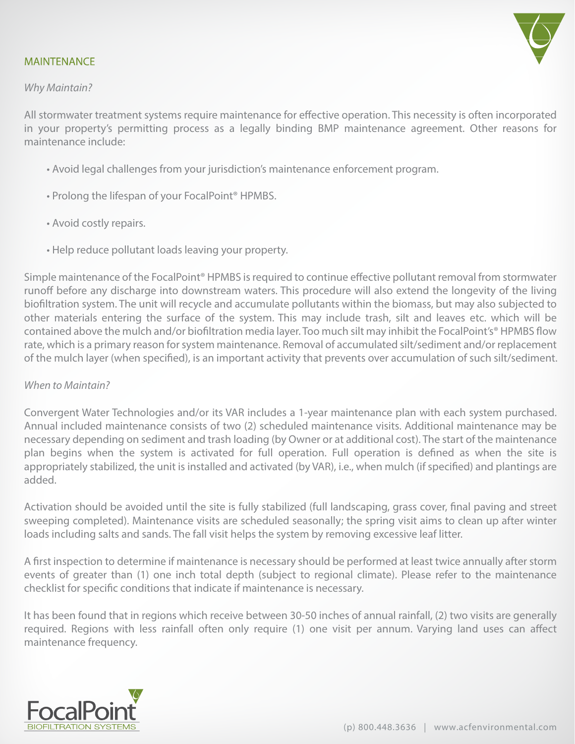## MAINTENANCE

*Why Maintain?*

All stormwater treatment systems require maintenance for effective operation. This necessity is often incorporated in your property's permitting process as a legally binding BMP maintenance agreement. Other reasons for maintenance include:

- Avoid legal challenges from your jurisdiction's maintenance enforcement program.
- Prolong the lifespan of your FocalPoint® HPMBS.
- Avoid costly repairs.
- Help reduce pollutant loads leaving your property.

Simple maintenance of the FocalPoint® HPMBS is required to continue effective pollutant removal from stormwater runoff before any discharge into downstream waters. This procedure will also extend the longevity of the living biofiltration system. The unit will recycle and accumulate pollutants within the biomass, but may also subjected to other materials entering the surface of the system. This may include trash, silt and leaves etc. which will be contained above the mulch and/or biofiltration media layer. Too much silt may inhibit the FocalPoint's® HPMBS flow rate, which is a primary reason for system maintenance. Removal of accumulated silt/sediment and/or replacement of the mulch layer (when specified), is an important activity that prevents over accumulation of such silt/sediment.

*When to Maintain?*

Convergent Water Technologies and/or its VAR includes a 1-year maintenance plan with each system purchased. Annual included maintenance consists of two (2) scheduled maintenance visits. Additional maintenance may be necessary depending on sediment and trash loading (by Owner or at additional cost). The start of the maintenance plan begins when the system is activated for full operation. Full operation is defined as when the site is appropriately stabilized, the unit is installed and activated (by VAR), i.e., when mulch (if specified) and plantings are added.

Activation should be avoided until the site is fully stabilized (full landscaping, grass cover, final paving and street sweeping completed). Maintenance visits are scheduled seasonally; the spring visit aims to clean up after winter loads including salts and sands. The fall visit helps the system by removing excessive leaf litter.

A first inspection to determine if maintenance is necessary should be performed at least twice annually after storm events of greater than (1) one inch total depth (subject to regional climate). Please refer to the maintenance checklist for specific conditions that indicate if maintenance is necessary.

It has been found that in regions which receive between 30-50 inches of annual rainfall, (2) two visits are generally required. Regions with less rainfall often only require (1) one visit per annum. Varying land uses can affect maintenance frequency.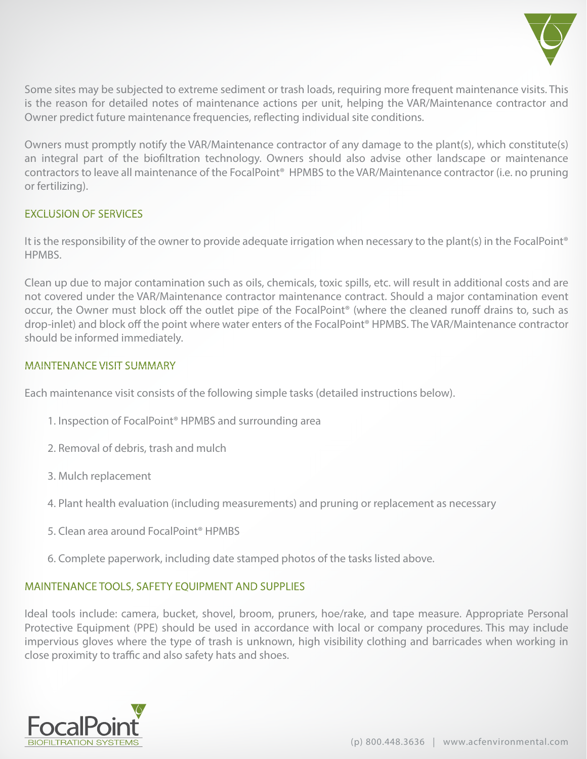Some sites may be subjected to extreme sediment or trash loads, requiring more frequent maintenance visits. This is the reason for detailed notes of maintenance actions per unit, helping the VAR/Maintenance contractor and Owner predict future maintenance frequencies, reflecting individual site conditions.

Owners must promptly notify the VAR/Maintenance contractor of any damage to the plant(s), which constitute(s) an integral part of the biofiltration technology. Owners should also advise other landscape or maintenance contractors to leave all maintenance of the FocalPoint® HPMBS to the VAR/Maintenance contractor (i.e. no pruning or fertilizing).

## EXCLUSION OF SERVICES

It is the responsibility of the owner to provide adequate irrigation when necessary to the plant(s) in the FocalPoint® HPMBS.

Clean up due to major contamination such as oils, chemicals, toxic spills, etc. will result in additional costs and are not covered under the VAR/Maintenance contractor maintenance contract. Should a major contamination event occur, the Owner must block off the outlet pipe of the FocalPoint® (where the cleaned runoff drains to, such as drop-inlet) and block off the point where water enters of the FocalPoint® HPMBS. The VAR/Maintenance contractor should be informed immediately.

## MAINTENANCE VISIT SUMMARY

Each maintenance visit consists of the following simple tasks (detailed instructions below).

1. Inspection of FocalPoint® HPMBS and surrounding area
2. Removal of debris, trash and mulch
3. Mulch replacement
4. Plant health evaluation (including measurements) and pruning or replacement as necessary
5. Clean area around FocalPoint® HPMBS
6. Complete paperwork, including date stamped photos of the tasks listed above.

## MAINTENANCE TOOLS, SAFETY EQUIPMENT AND SUPPLIES

Ideal tools include: camera, bucket, shovel, broom, pruners, hoe/rake, and tape measure. Appropriate Personal Protective Equipment (PPE) should be used in accordance with local or company procedures. This may include impervious gloves where the type of trash is unknown, high visibility clothing and barricades when working in close proximity to traffic and also safety hats and shoes.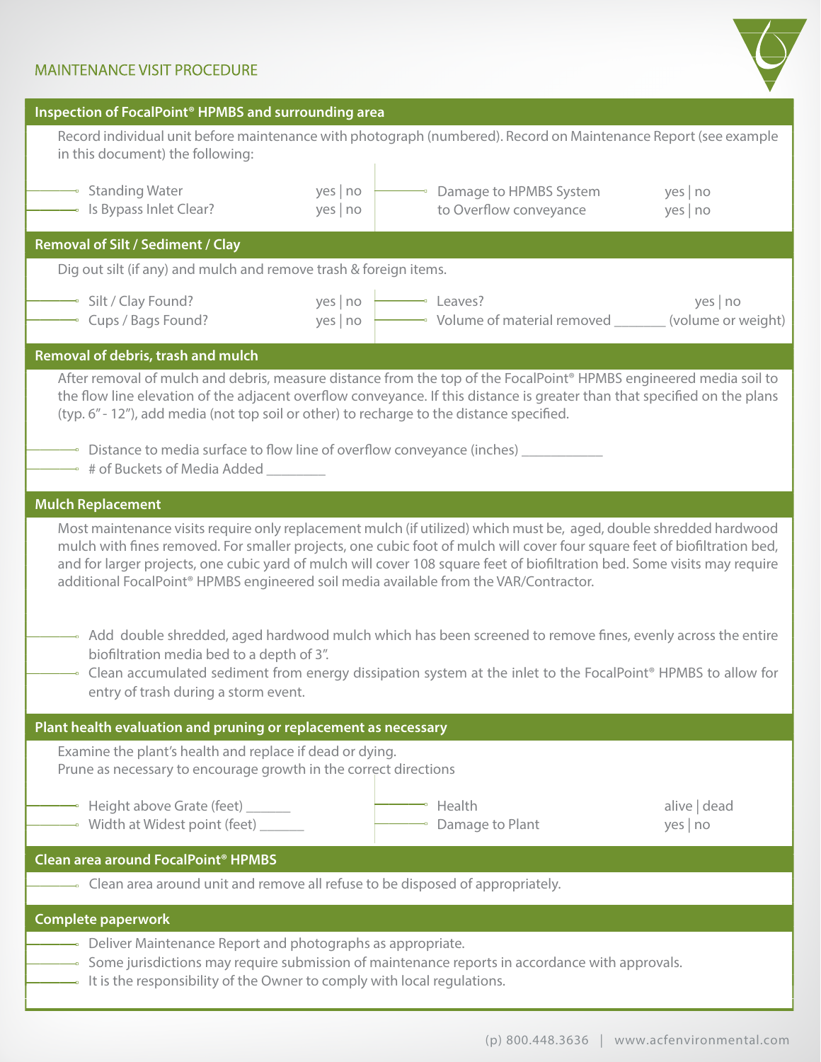# MAINTENANCE VISIT PROCEDURE

## Inspection of FocalPoint® HPMBS and surrounding area

Record individual unit before maintenance with photograph (numbered). Record on Maintenance Report (see example in this document) the following:

| | | | |
|---|---|---|---|
| Standing Water | yes \| no | Damage to HPMBS System | yes \| no |
| Is Bypass Inlet Clear? | yes \| no | to Overflow conveyance | yes \| no |

## Removal of Silt / Sediment / Clay

Dig out silt (if any) and mulch and remove trash & foreign items.

| | | | |
|---|---|---|---|
| Silt / Clay Found? | yes \| no | Leaves? | yes \| no |
| Cups / Bags Found? | yes \| no | Volume of material removed _______ | (volume or weight) |

## Removal of debris, trash and mulch

After removal of mulch and debris, measure distance from the top of the FocalPoint® HPMBS engineered media soil to the flow line elevation of the adjacent overflow conveyance. If this distance is greater than that specified on the plans (typ. 6" - 12"), add media (not top soil or other) to recharge to the distance specified.

- Distance to media surface to flow line of overflow conveyance (inches) ___________
- # of Buckets of Media Added ________

## Mulch Replacement

Most maintenance visits require only replacement mulch (if utilized) which must be, aged, double shredded hardwood mulch with fines removed. For smaller projects, one cubic foot of mulch will cover four square feet of biofiltration bed, and for larger projects, one cubic yard of mulch will cover 108 square feet of biofiltration bed. Some visits may require additional FocalPoint® HPMBS engineered soil media available from the VAR/Contractor.

- Add double shredded, aged hardwood mulch which has been screened to remove fines, evenly across the entire biofiltration media bed to a depth of 3".
- Clean accumulated sediment from energy dissipation system at the inlet to the FocalPoint® HPMBS to allow for entry of trash during a storm event.

## Plant health evaluation and pruning or replacement as necessary

Examine the plant's health and replace if dead or dying.
Prune as necessary to encourage growth in the correct directions

| | | | |
|---|---|---|---|
| Height above Grate (feet) ______ | | Health | alive \| dead |
| Width at Widest point (feet) ______ | | Damage to Plant | yes \| no |

## Clean area around FocalPoint® HPMBS

- Clean area around unit and remove all refuse to be disposed of appropriately.

## Complete paperwork

- Deliver Maintenance Report and photographs as appropriate.
- Some jurisdictions may require submission of maintenance reports in accordance with approvals.
- It is the responsibility of the Owner to comply with local regulations.

(p) 800.448.3636 | www.acfenvironmental.com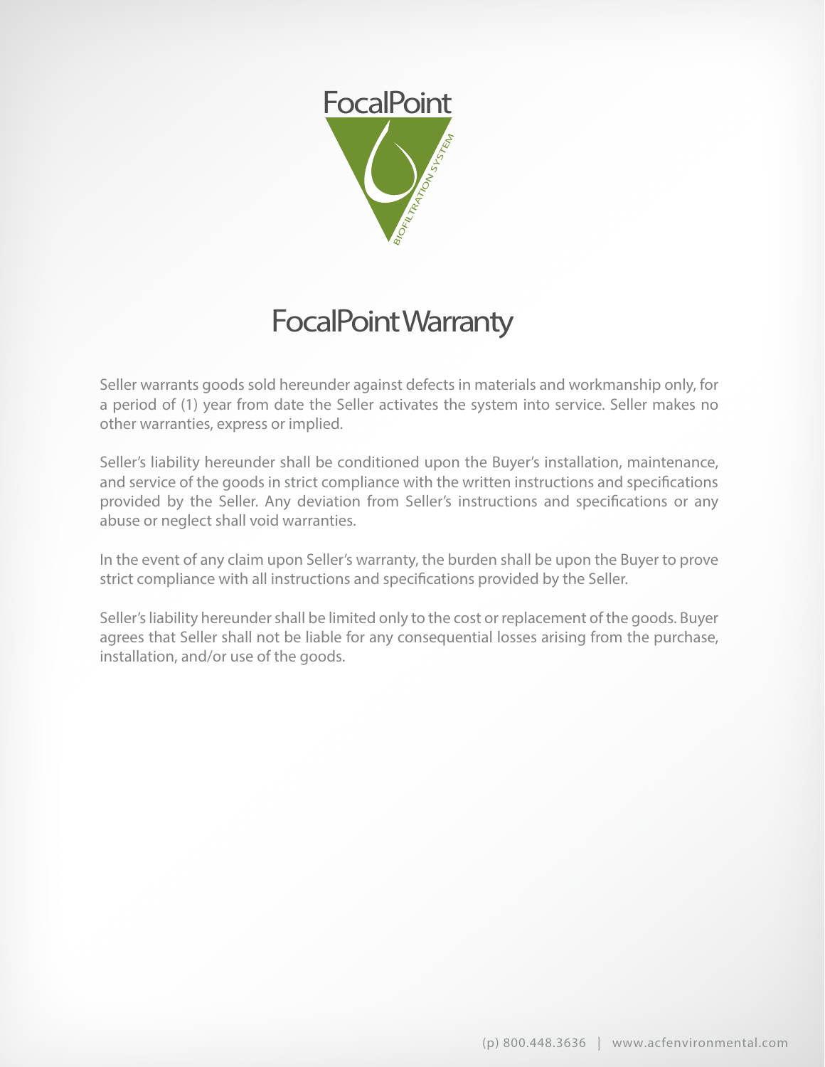FocalPoint

# FocalPoint Warranty

Seller warrants goods sold hereunder against defects in materials and workmanship only, for a period of (1) year from date the Seller activates the system into service. Seller makes no other warranties, express or implied.

Seller's liability hereunder shall be conditioned upon the Buyer's installation, maintenance, and service of the goods in strict compliance with the written instructions and specifications provided by the Seller. Any deviation from Seller's instructions and specifications or any abuse or neglect shall void warranties.

In the event of any claim upon Seller's warranty, the burden shall be upon the Buyer to prove strict compliance with all instructions and specifications provided by the Seller.

Seller's liability hereunder shall be limited only to the cost or replacement of the goods. Buyer agrees that Seller shall not be liable for any consequential losses arising from the purchase, installation, and/or use of the goods.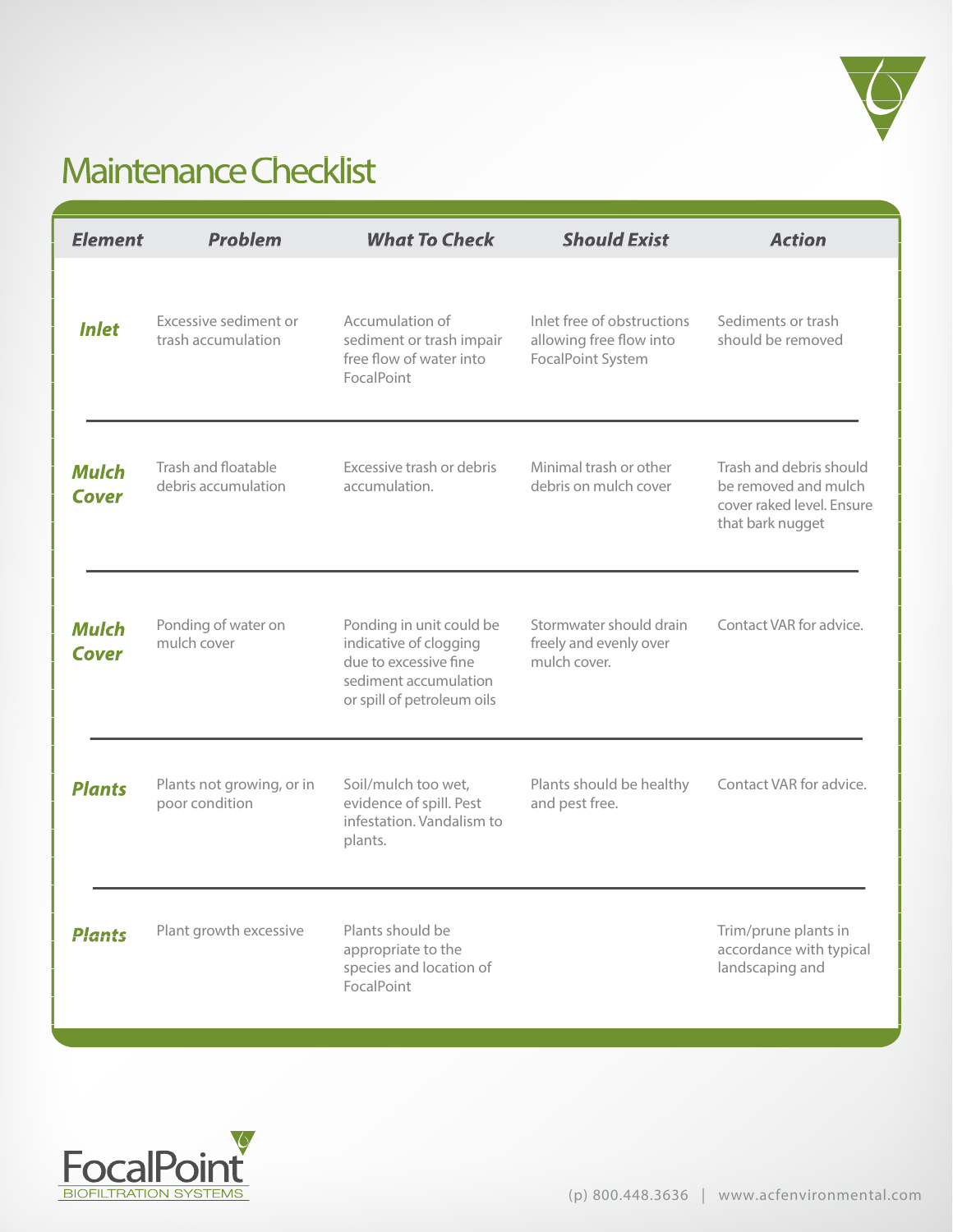# Maintenance Checklist

| Element | Problem | What To Check | Should Exist | Action |
|---|---|---|---|---|
| ***Inlet*** | Excessive sediment or trash accumulation | Accumulation of sediment or trash impair free flow of water into FocalPoint | Inlet free of obstructions allowing free flow into FocalPoint System | Sediments or trash should be removed |
| ***Mulch Cover*** | Trash and floatable debris accumulation | Excessive trash or debris accumulation. | Minimal trash or other debris on mulch cover | Trash and debris should be removed and mulch cover raked level. Ensure that bark nugget |
| ***Mulch Cover*** | Ponding of water on mulch cover | Ponding in unit could be indicative of clogging due to excessive fine sediment accumulation or spill of petroleum oils | Stormwater should drain freely and evenly over mulch cover. | Contact VAR for advice. |
| ***Plants*** | Plants not growing, or in poor condition | Soil/mulch too wet, evidence of spill. Pest infestation. Vandalism to plants. | Plants should be healthy and pest free. | Contact VAR for advice. |
| ***Plants*** | Plant growth excessive | Plants should be appropriate to the species and location of FocalPoint | | Trim/prune plants in accordance with typical landscaping and |

FocalPoint
BIOFILTRATION SYSTEMS

(p) 800.448.3636 | www.acfenvironmental.com